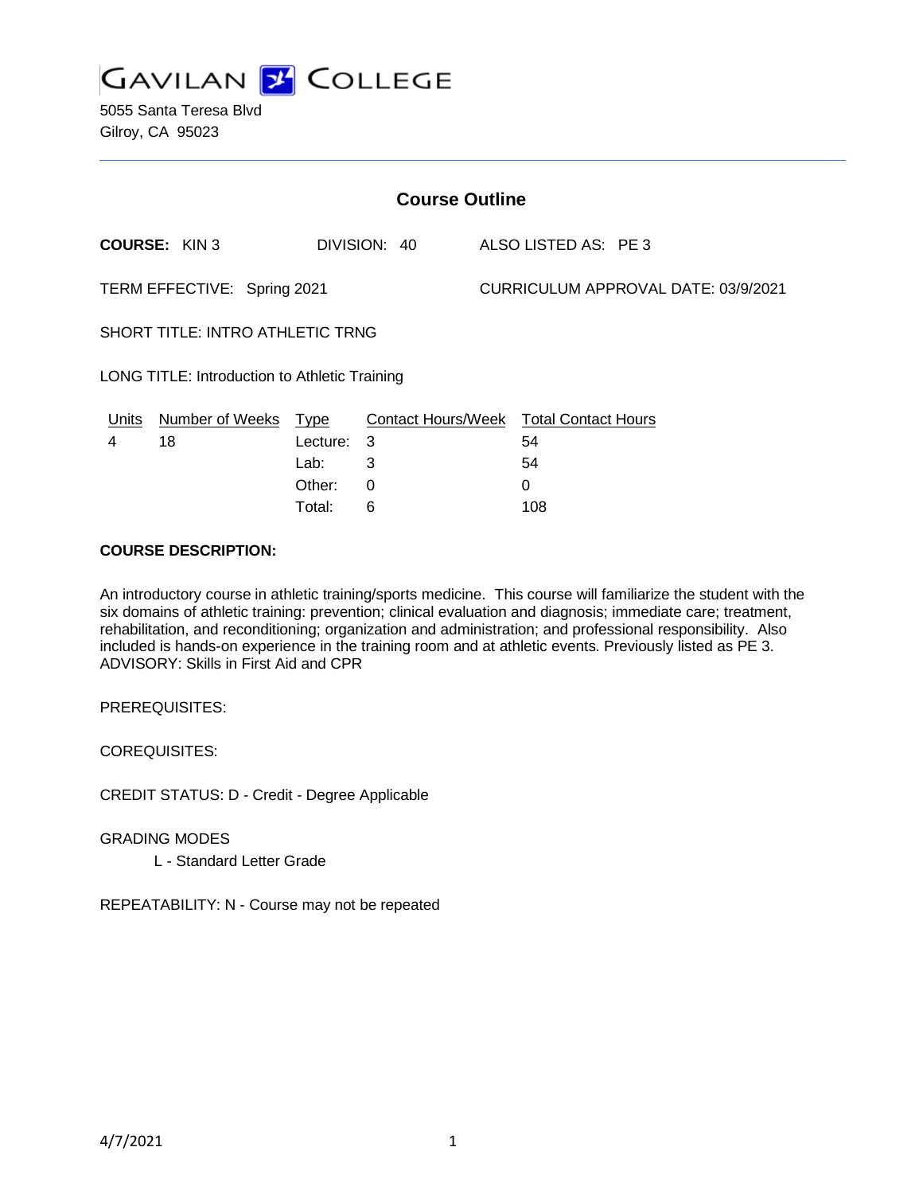GAVILAN COLLEGE

5055 Santa Teresa Blvd
Gilroy, CA 95023

## Course Outline

**COURSE:** KIN 3 DIVISION: 40 ALSO LISTED AS: PE 3

TERM EFFECTIVE: Spring 2021 CURRICULUM APPROVAL DATE: 03/9/2021

SHORT TITLE: INTRO ATHLETIC TRNG

LONG TITLE: Introduction to Athletic Training

| Units | Number of Weeks | Type | Contact Hours/Week | Total Contact Hours |
|---|---|---|---|---|
| 4 | 18 | Lecture: | 3 | 54 |
| | | Lab: | 3 | 54 |
| | | Other: | 0 | 0 |
| | | Total: | 6 | 108 |

**COURSE DESCRIPTION:**

An introductory course in athletic training/sports medicine. This course will familiarize the student with the six domains of athletic training: prevention; clinical evaluation and diagnosis; immediate care; treatment, rehabilitation, and reconditioning; organization and administration; and professional responsibility. Also included is hands-on experience in the training room and at athletic events. Previously listed as PE 3. ADVISORY: Skills in First Aid and CPR

PREREQUISITES:

COREQUISITES:

CREDIT STATUS: D - Credit - Degree Applicable

GRADING MODES

L - Standard Letter Grade

REPEATABILITY: N - Course may not be repeated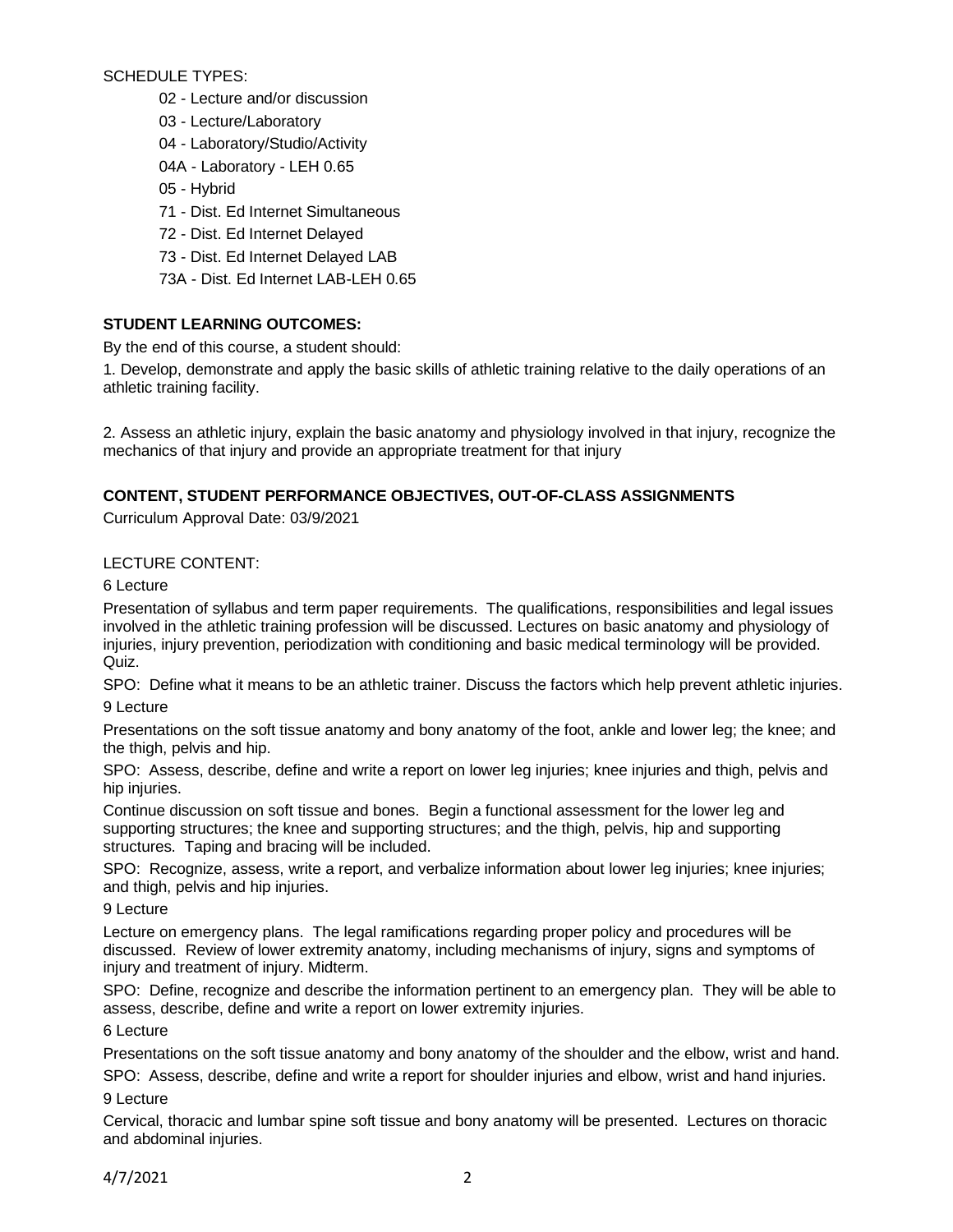SCHEDULE TYPES:

- 02 - Lecture and/or discussion
- 03 - Lecture/Laboratory
- 04 - Laboratory/Studio/Activity
- 04A - Laboratory - LEH 0.65
- 05 - Hybrid
- 71 - Dist. Ed Internet Simultaneous
- 72 - Dist. Ed Internet Delayed
- 73 - Dist. Ed Internet Delayed LAB
- 73A - Dist. Ed Internet LAB-LEH 0.65

**STUDENT LEARNING OUTCOMES:**

By the end of this course, a student should:

1. Develop, demonstrate and apply the basic skills of athletic training relative to the daily operations of an athletic training facility.

2. Assess an athletic injury, explain the basic anatomy and physiology involved in that injury, recognize the mechanics of that injury and provide an appropriate treatment for that injury

**CONTENT, STUDENT PERFORMANCE OBJECTIVES, OUT-OF-CLASS ASSIGNMENTS**

Curriculum Approval Date: 03/9/2021

LECTURE CONTENT:

6 Lecture

Presentation of syllabus and term paper requirements. The qualifications, responsibilities and legal issues involved in the athletic training profession will be discussed. Lectures on basic anatomy and physiology of injuries, injury prevention, periodization with conditioning and basic medical terminology will be provided. Quiz.

SPO: Define what it means to be an athletic trainer. Discuss the factors which help prevent athletic injuries.

9 Lecture

Presentations on the soft tissue anatomy and bony anatomy of the foot, ankle and lower leg; the knee; and the thigh, pelvis and hip.

SPO: Assess, describe, define and write a report on lower leg injuries; knee injuries and thigh, pelvis and hip injuries.

Continue discussion on soft tissue and bones. Begin a functional assessment for the lower leg and supporting structures; the knee and supporting structures; and the thigh, pelvis, hip and supporting structures. Taping and bracing will be included.

SPO: Recognize, assess, write a report, and verbalize information about lower leg injuries; knee injuries; and thigh, pelvis and hip injuries.

9 Lecture

Lecture on emergency plans. The legal ramifications regarding proper policy and procedures will be discussed. Review of lower extremity anatomy, including mechanisms of injury, signs and symptoms of injury and treatment of injury. Midterm.

SPO: Define, recognize and describe the information pertinent to an emergency plan. They will be able to assess, describe, define and write a report on lower extremity injuries.

6 Lecture

Presentations on the soft tissue anatomy and bony anatomy of the shoulder and the elbow, wrist and hand.

SPO: Assess, describe, define and write a report for shoulder injuries and elbow, wrist and hand injuries.

9 Lecture

Cervical, thoracic and lumbar spine soft tissue and bony anatomy will be presented. Lectures on thoracic and abdominal injuries.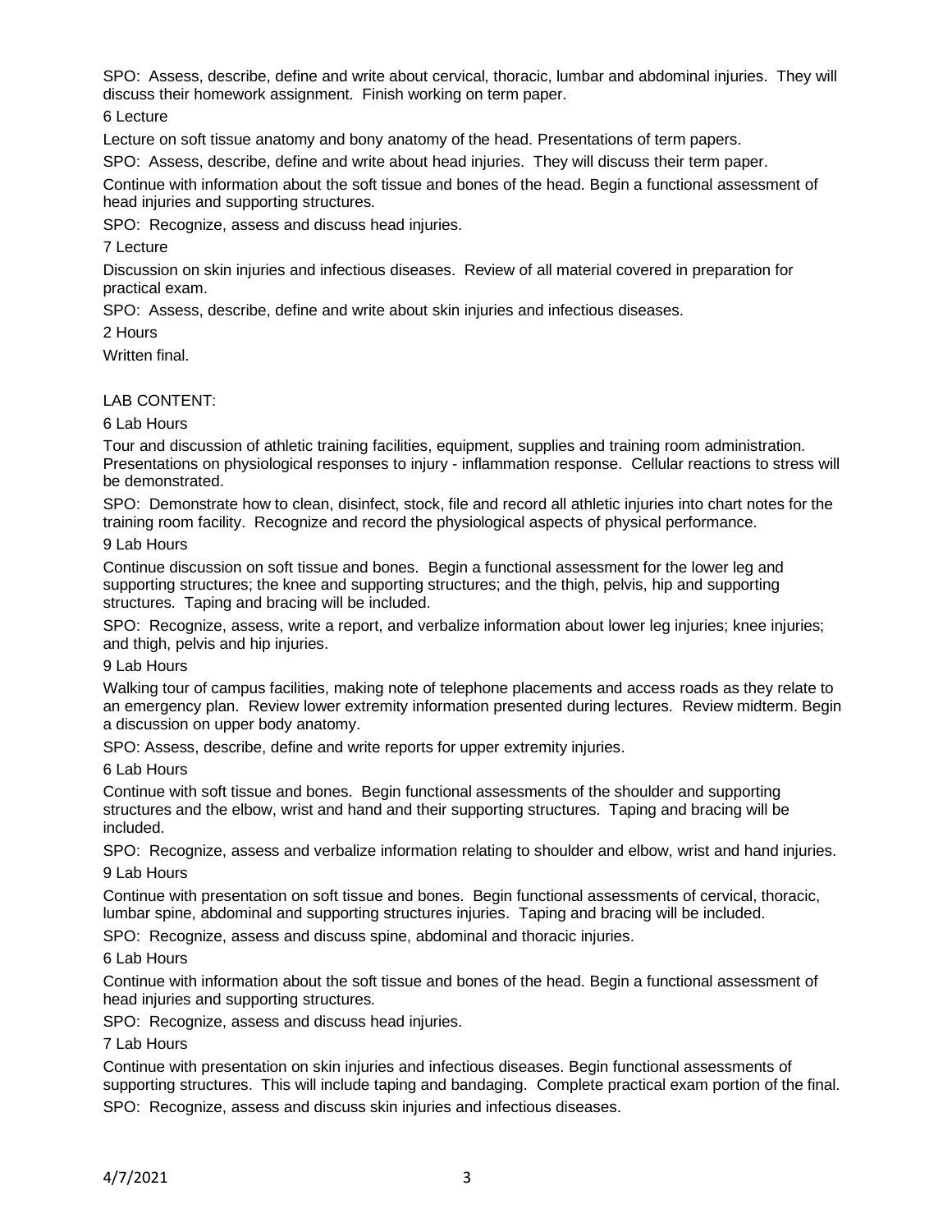SPO: Assess, describe, define and write about cervical, thoracic, lumbar and abdominal injuries. They will discuss their homework assignment. Finish working on term paper.

6 Lecture

Lecture on soft tissue anatomy and bony anatomy of the head. Presentations of term papers.

SPO: Assess, describe, define and write about head injuries. They will discuss their term paper.

Continue with information about the soft tissue and bones of the head. Begin a functional assessment of head injuries and supporting structures.

SPO: Recognize, assess and discuss head injuries.

7 Lecture

Discussion on skin injuries and infectious diseases. Review of all material covered in preparation for practical exam.

SPO: Assess, describe, define and write about skin injuries and infectious diseases.

2 Hours

Written final.

LAB CONTENT:

6 Lab Hours

Tour and discussion of athletic training facilities, equipment, supplies and training room administration. Presentations on physiological responses to injury - inflammation response. Cellular reactions to stress will be demonstrated.

SPO: Demonstrate how to clean, disinfect, stock, file and record all athletic injuries into chart notes for the training room facility. Recognize and record the physiological aspects of physical performance.

9 Lab Hours

Continue discussion on soft tissue and bones. Begin a functional assessment for the lower leg and supporting structures; the knee and supporting structures; and the thigh, pelvis, hip and supporting structures. Taping and bracing will be included.

SPO: Recognize, assess, write a report, and verbalize information about lower leg injuries; knee injuries; and thigh, pelvis and hip injuries.

9 Lab Hours

Walking tour of campus facilities, making note of telephone placements and access roads as they relate to an emergency plan. Review lower extremity information presented during lectures. Review midterm. Begin a discussion on upper body anatomy.

SPO: Assess, describe, define and write reports for upper extremity injuries.

6 Lab Hours

Continue with soft tissue and bones. Begin functional assessments of the shoulder and supporting structures and the elbow, wrist and hand and their supporting structures. Taping and bracing will be included.

SPO: Recognize, assess and verbalize information relating to shoulder and elbow, wrist and hand injuries.

9 Lab Hours

Continue with presentation on soft tissue and bones. Begin functional assessments of cervical, thoracic, lumbar spine, abdominal and supporting structures injuries. Taping and bracing will be included.

SPO: Recognize, assess and discuss spine, abdominal and thoracic injuries.

6 Lab Hours

Continue with information about the soft tissue and bones of the head. Begin a functional assessment of head injuries and supporting structures.

SPO: Recognize, assess and discuss head injuries.

7 Lab Hours

Continue with presentation on skin injuries and infectious diseases. Begin functional assessments of supporting structures. This will include taping and bandaging. Complete practical exam portion of the final.

SPO: Recognize, assess and discuss skin injuries and infectious diseases.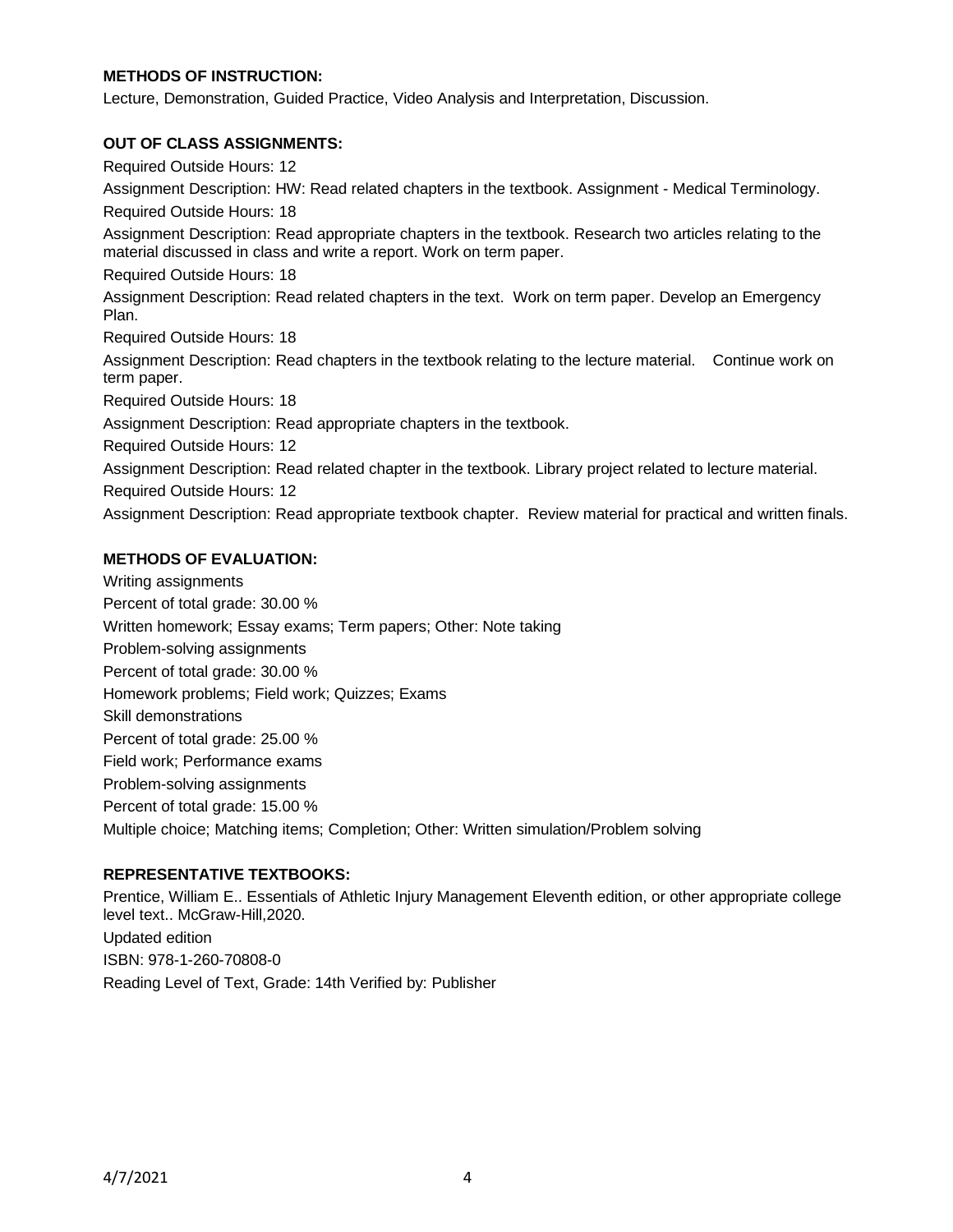**METHODS OF INSTRUCTION:**

Lecture, Demonstration, Guided Practice, Video Analysis and Interpretation, Discussion.

**OUT OF CLASS ASSIGNMENTS:**

Required Outside Hours: 12

Assignment Description: HW: Read related chapters in the textbook. Assignment - Medical Terminology.

Required Outside Hours: 18

Assignment Description: Read appropriate chapters in the textbook. Research two articles relating to the material discussed in class and write a report. Work on term paper.

Required Outside Hours: 18

Assignment Description: Read related chapters in the text. Work on term paper. Develop an Emergency Plan.

Required Outside Hours: 18

Assignment Description: Read chapters in the textbook relating to the lecture material. Continue work on term paper.

Required Outside Hours: 18

Assignment Description: Read appropriate chapters in the textbook.

Required Outside Hours: 12

Assignment Description: Read related chapter in the textbook. Library project related to lecture material.

Required Outside Hours: 12

Assignment Description: Read appropriate textbook chapter. Review material for practical and written finals.

**METHODS OF EVALUATION:**

Writing assignments

Percent of total grade: 30.00 %

Written homework; Essay exams; Term papers; Other: Note taking

Problem-solving assignments

Percent of total grade: 30.00 %

Homework problems; Field work; Quizzes; Exams

Skill demonstrations

Percent of total grade: 25.00 %

Field work; Performance exams

Problem-solving assignments

Percent of total grade: 15.00 %

Multiple choice; Matching items; Completion; Other: Written simulation/Problem solving

**REPRESENTATIVE TEXTBOOKS:**

Prentice, William E.. Essentials of Athletic Injury Management Eleventh edition, or other appropriate college level text.. McGraw-Hill,2020.

Updated edition

ISBN: 978-1-260-70808-0

Reading Level of Text, Grade: 14th Verified by: Publisher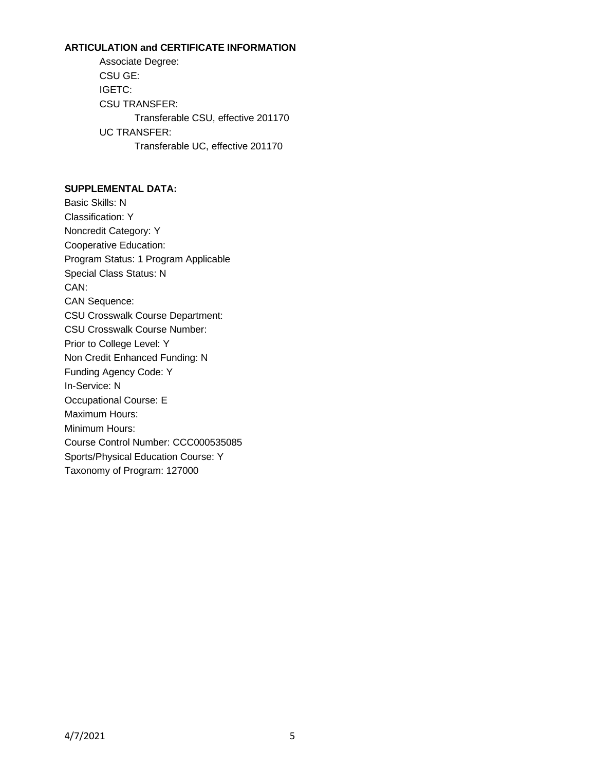**ARTICULATION and CERTIFICATE INFORMATION**

Associate Degree:
CSU GE:
IGETC:
CSU TRANSFER:
    Transferable CSU, effective 201170
UC TRANSFER:
    Transferable UC, effective 201170

**SUPPLEMENTAL DATA:**

Basic Skills: N
Classification: Y
Noncredit Category: Y
Cooperative Education:
Program Status: 1 Program Applicable
Special Class Status: N
CAN:
CAN Sequence:
CSU Crosswalk Course Department:
CSU Crosswalk Course Number:
Prior to College Level: Y
Non Credit Enhanced Funding: N
Funding Agency Code: Y
In-Service: N
Occupational Course: E
Maximum Hours:
Minimum Hours:
Course Control Number: CCC000535085
Sports/Physical Education Course: Y
Taxonomy of Program: 127000